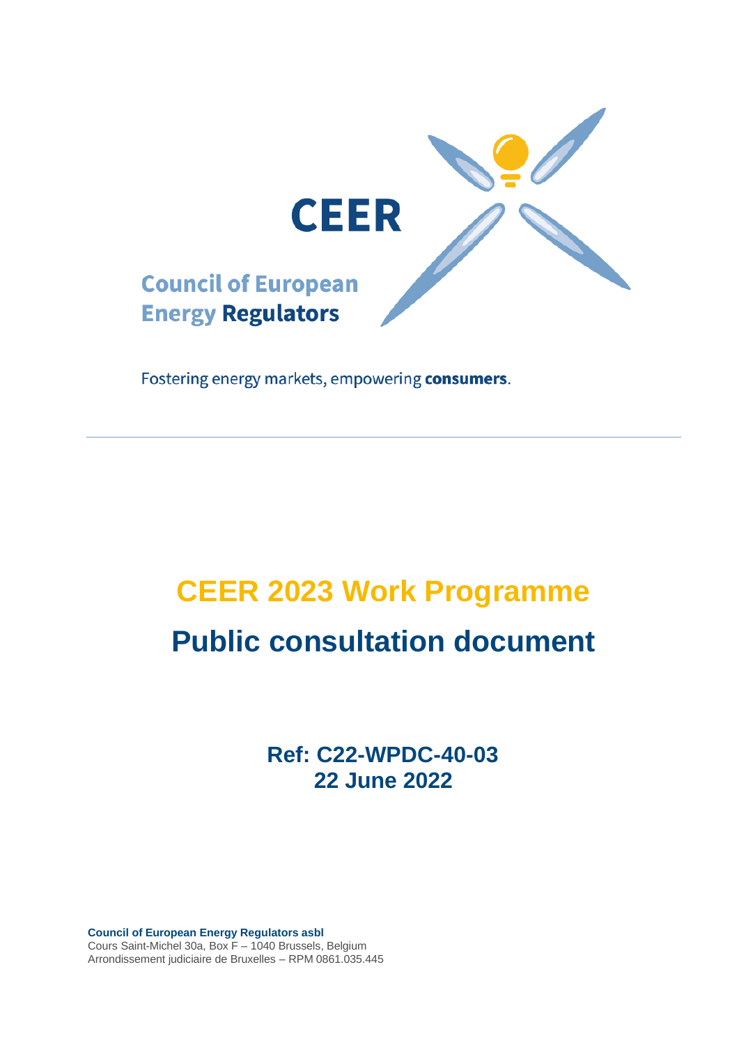CEER

Council of European Energy Regulators

Fostering energy markets, empowering **consumers**.

---

# CEER 2023 Work Programme

# Public consultation document

**Ref: C22-WPDC-40-03**
**22 June 2022**

**Council of European Energy Regulators asbl**
Cours Saint-Michel 30a, Box F – 1040 Brussels, Belgium
Arrondissement judiciaire de Bruxelles – RPM 0861.035.445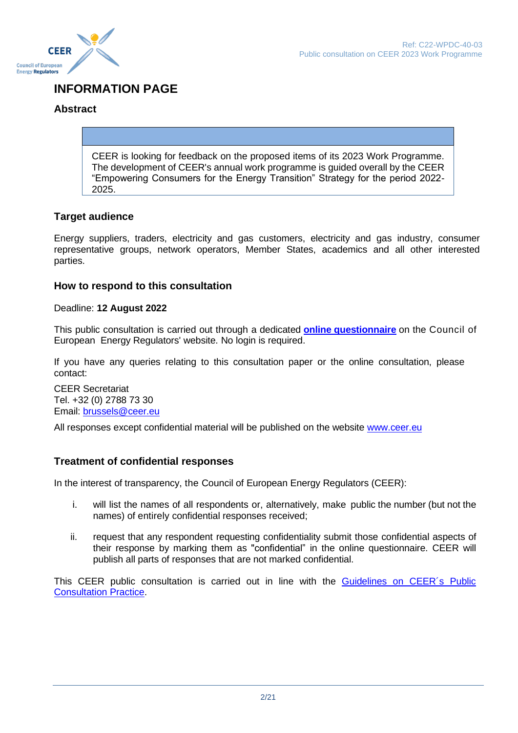# INFORMATION PAGE

## Abstract

CEER is looking for feedback on the proposed items of its 2023 Work Programme. The development of CEER's annual work programme is guided overall by the CEER "Empowering Consumers for the Energy Transition" Strategy for the period 2022-2025.

### Target audience

Energy suppliers, traders, electricity and gas customers, electricity and gas industry, consumer representative groups, network operators, Member States, academics and all other interested parties.

### How to respond to this consultation

Deadline: **12 August 2022**

This public consultation is carried out through a dedicated **online questionnaire** on the Council of European Energy Regulators' website. No login is required.

If you have any queries relating to this consultation paper or the online consultation, please contact:

CEER Secretariat
Tel. +32 (0) 2788 73 30
Email: brussels@ceer.eu

All responses except confidential material will be published on the website www.ceer.eu

### Treatment of confidential responses

In the interest of transparency, the Council of European Energy Regulators (CEER):

i. will list the names of all respondents or, alternatively, make public the number (but not the names) of entirely confidential responses received;

ii. request that any respondent requesting confidentiality submit those confidential aspects of their response by marking them as "confidential" in the online questionnaire. CEER will publish all parts of responses that are not marked confidential.

This CEER public consultation is carried out in line with the Guidelines on CEER´s Public Consultation Practice.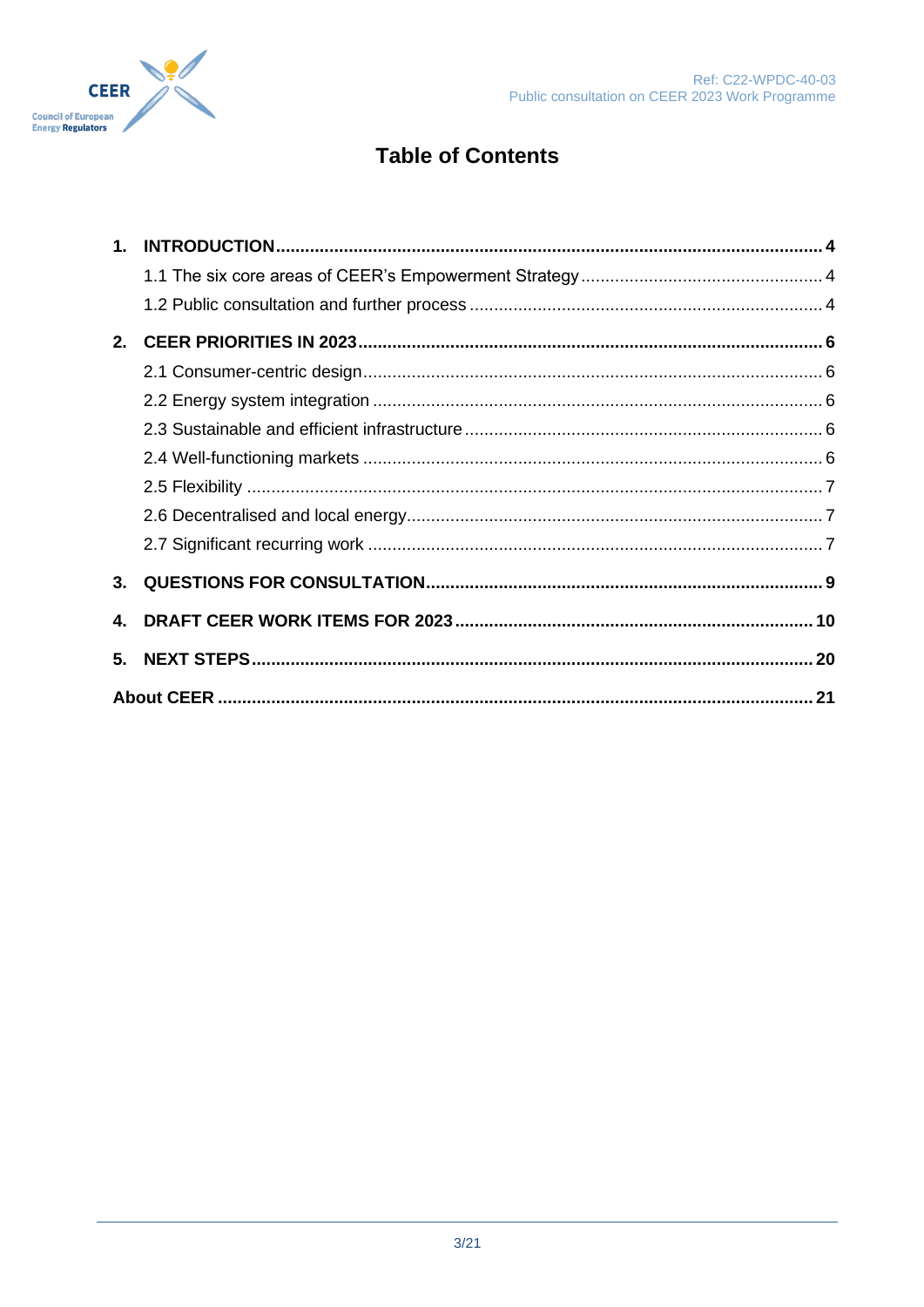# Table of Contents

1. **INTRODUCTION** ..... 4
   - 1.1 The six core areas of CEER's Empowerment Strategy ..... 4
   - 1.2 Public consultation and further process ..... 4
2. **CEER PRIORITIES IN 2023** ..... 6
   - 2.1 Consumer-centric design ..... 6
   - 2.2 Energy system integration ..... 6
   - 2.3 Sustainable and efficient infrastructure ..... 6
   - 2.4 Well-functioning markets ..... 6
   - 2.5 Flexibility ..... 7
   - 2.6 Decentralised and local energy ..... 7
   - 2.7 Significant recurring work ..... 7
3. **QUESTIONS FOR CONSULTATION** ..... 9
4. **DRAFT CEER WORK ITEMS FOR 2023** ..... 10
5. **NEXT STEPS** ..... 20

**About CEER** ..... 21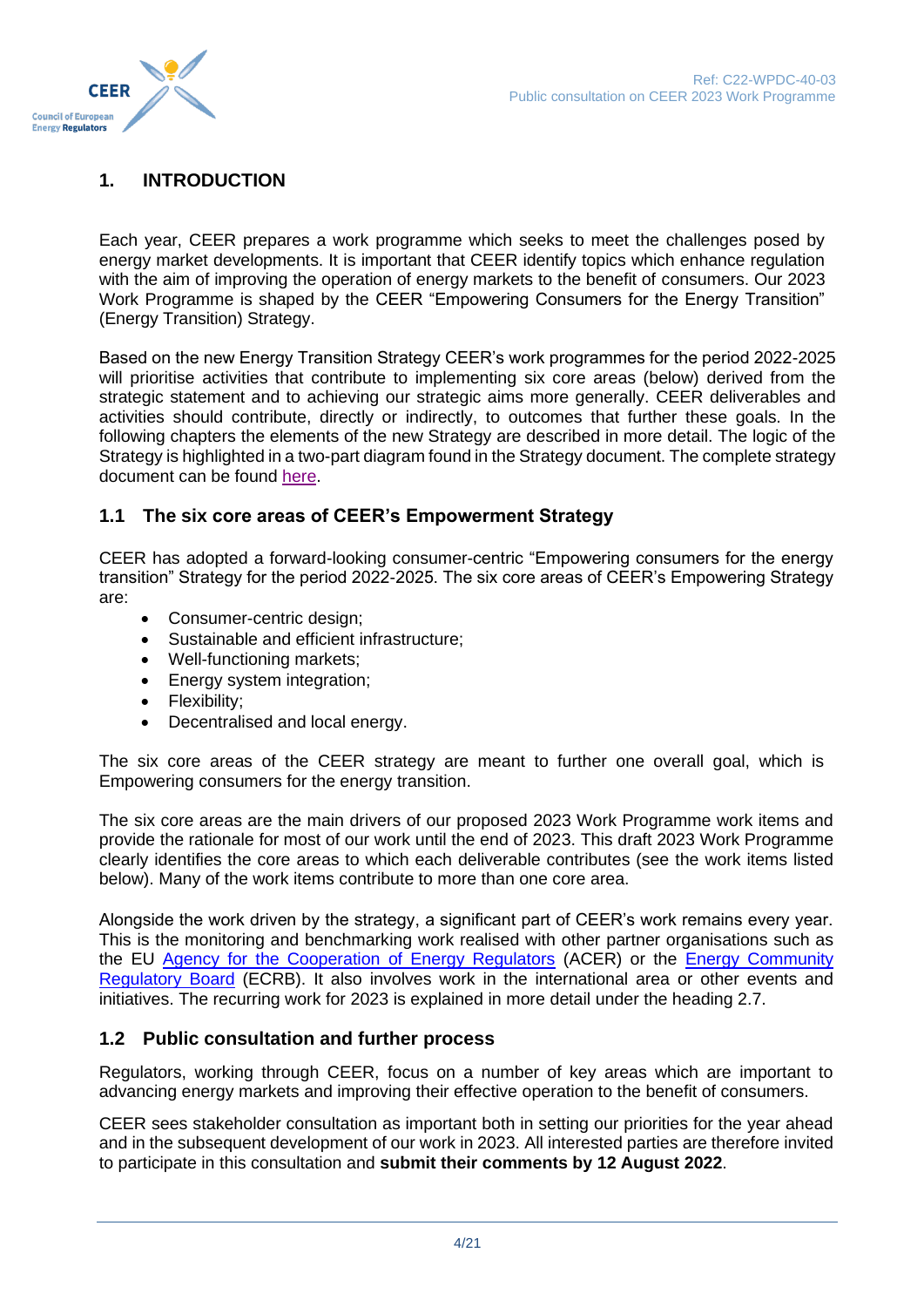# 1. INTRODUCTION

Each year, CEER prepares a work programme which seeks to meet the challenges posed by energy market developments. It is important that CEER identify topics which enhance regulation with the aim of improving the operation of energy markets to the benefit of consumers. Our 2023 Work Programme is shaped by the CEER "Empowering Consumers for the Energy Transition" (Energy Transition) Strategy.

Based on the new Energy Transition Strategy CEER's work programmes for the period 2022-2025 will prioritise activities that contribute to implementing six core areas (below) derived from the strategic statement and to achieving our strategic aims more generally. CEER deliverables and activities should contribute, directly or indirectly, to outcomes that further these goals. In the following chapters the elements of the new Strategy are described in more detail. The logic of the Strategy is highlighted in a two-part diagram found in the Strategy document. The complete strategy document can be found here.

## 1.1 The six core areas of CEER's Empowerment Strategy

CEER has adopted a forward-looking consumer-centric "Empowering consumers for the energy transition" Strategy for the period 2022-2025. The six core areas of CEER's Empowering Strategy are:

- Consumer-centric design;
- Sustainable and efficient infrastructure;
- Well-functioning markets;
- Energy system integration;
- Flexibility;
- Decentralised and local energy.

The six core areas of the CEER strategy are meant to further one overall goal, which is Empowering consumers for the energy transition.

The six core areas are the main drivers of our proposed 2023 Work Programme work items and provide the rationale for most of our work until the end of 2023. This draft 2023 Work Programme clearly identifies the core areas to which each deliverable contributes (see the work items listed below). Many of the work items contribute to more than one core area.

Alongside the work driven by the strategy, a significant part of CEER's work remains every year. This is the monitoring and benchmarking work realised with other partner organisations such as the EU Agency for the Cooperation of Energy Regulators (ACER) or the Energy Community Regulatory Board (ECRB). It also involves work in the international area or other events and initiatives. The recurring work for 2023 is explained in more detail under the heading 2.7.

## 1.2 Public consultation and further process

Regulators, working through CEER, focus on a number of key areas which are important to advancing energy markets and improving their effective operation to the benefit of consumers.

CEER sees stakeholder consultation as important both in setting our priorities for the year ahead and in the subsequent development of our work in 2023. All interested parties are therefore invited to participate in this consultation and **submit their comments by 12 August 2022**.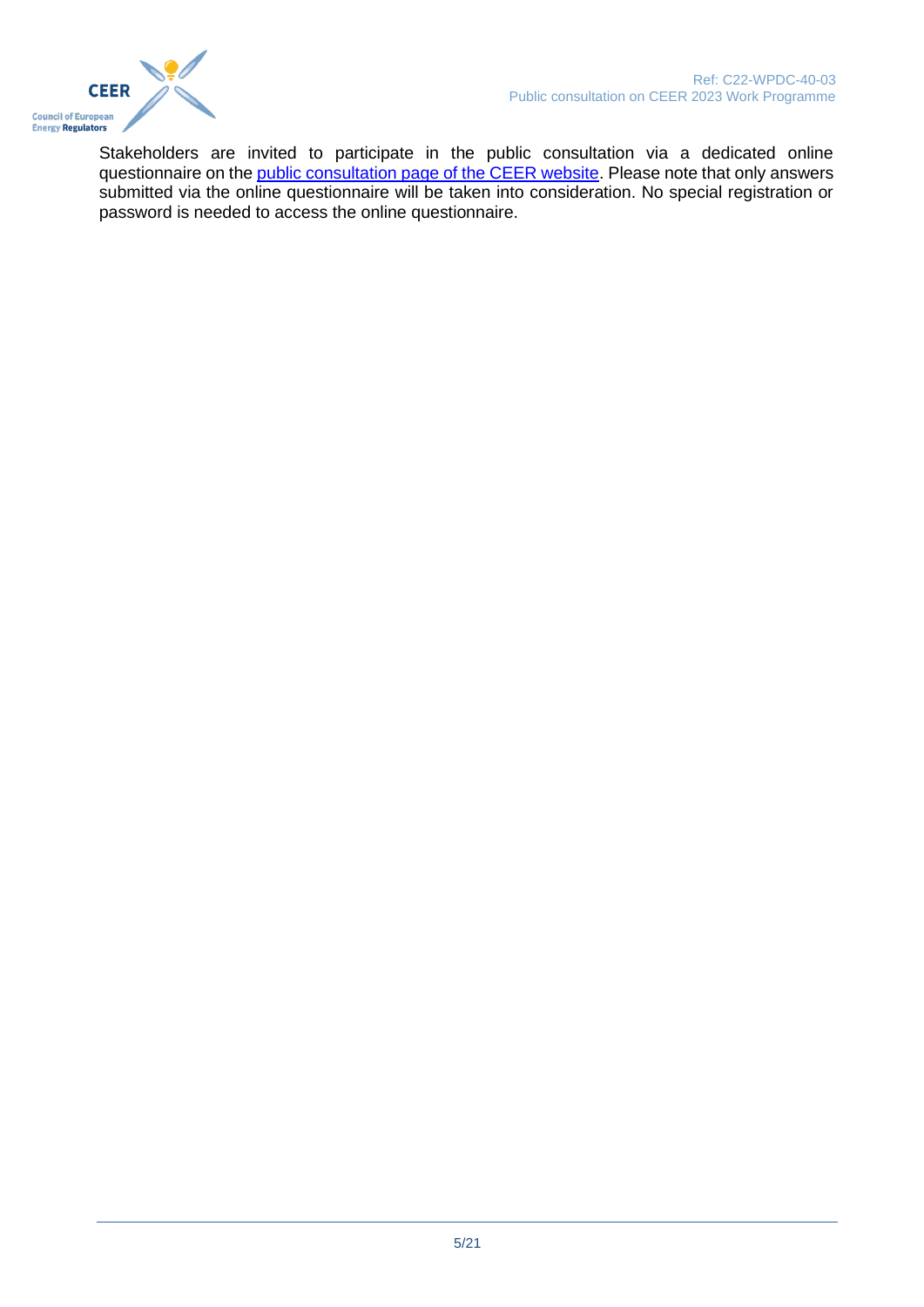Stakeholders are invited to participate in the public consultation via a dedicated online questionnaire on the public consultation page of the CEER website. Please note that only answers submitted via the online questionnaire will be taken into consideration. No special registration or password is needed to access the online questionnaire.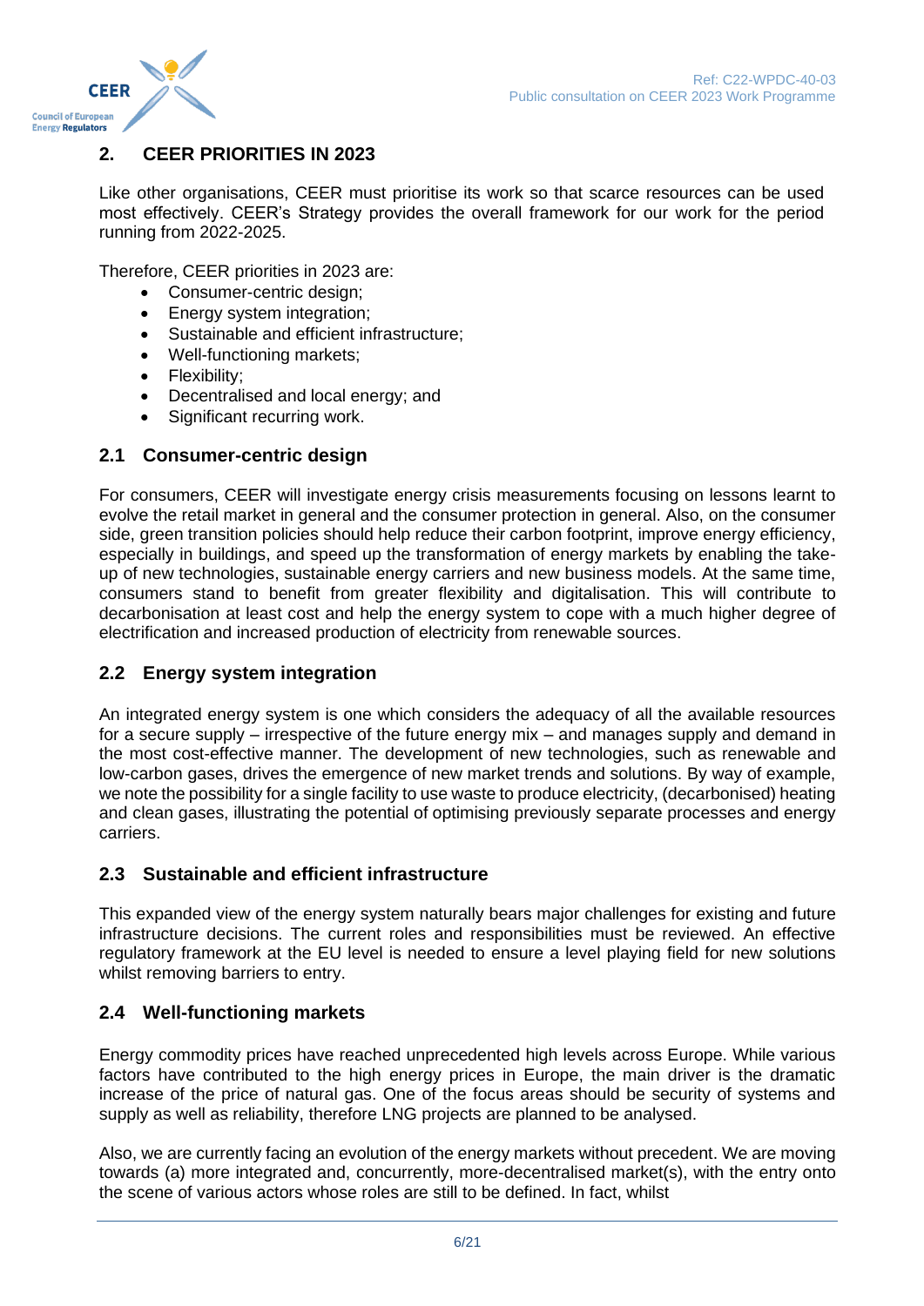## 2. CEER PRIORITIES IN 2023

Like other organisations, CEER must prioritise its work so that scarce resources can be used most effectively. CEER's Strategy provides the overall framework for our work for the period running from 2022-2025.

Therefore, CEER priorities in 2023 are:

- Consumer-centric design;
- Energy system integration;
- Sustainable and efficient infrastructure;
- Well-functioning markets;
- Flexibility;
- Decentralised and local energy; and
- Significant recurring work.

### 2.1 Consumer-centric design

For consumers, CEER will investigate energy crisis measurements focusing on lessons learnt to evolve the retail market in general and the consumer protection in general. Also, on the consumer side, green transition policies should help reduce their carbon footprint, improve energy efficiency, especially in buildings, and speed up the transformation of energy markets by enabling the take-up of new technologies, sustainable energy carriers and new business models. At the same time, consumers stand to benefit from greater flexibility and digitalisation. This will contribute to decarbonisation at least cost and help the energy system to cope with a much higher degree of electrification and increased production of electricity from renewable sources.

### 2.2 Energy system integration

An integrated energy system is one which considers the adequacy of all the available resources for a secure supply – irrespective of the future energy mix – and manages supply and demand in the most cost-effective manner. The development of new technologies, such as renewable and low-carbon gases, drives the emergence of new market trends and solutions. By way of example, we note the possibility for a single facility to use waste to produce electricity, (decarbonised) heating and clean gases, illustrating the potential of optimising previously separate processes and energy carriers.

### 2.3 Sustainable and efficient infrastructure

This expanded view of the energy system naturally bears major challenges for existing and future infrastructure decisions. The current roles and responsibilities must be reviewed. An effective regulatory framework at the EU level is needed to ensure a level playing field for new solutions whilst removing barriers to entry.

### 2.4 Well-functioning markets

Energy commodity prices have reached unprecedented high levels across Europe. While various factors have contributed to the high energy prices in Europe, the main driver is the dramatic increase of the price of natural gas. One of the focus areas should be security of systems and supply as well as reliability, therefore LNG projects are planned to be analysed.

Also, we are currently facing an evolution of the energy markets without precedent. We are moving towards (a) more integrated and, concurrently, more-decentralised market(s), with the entry onto the scene of various actors whose roles are still to be defined. In fact, whilst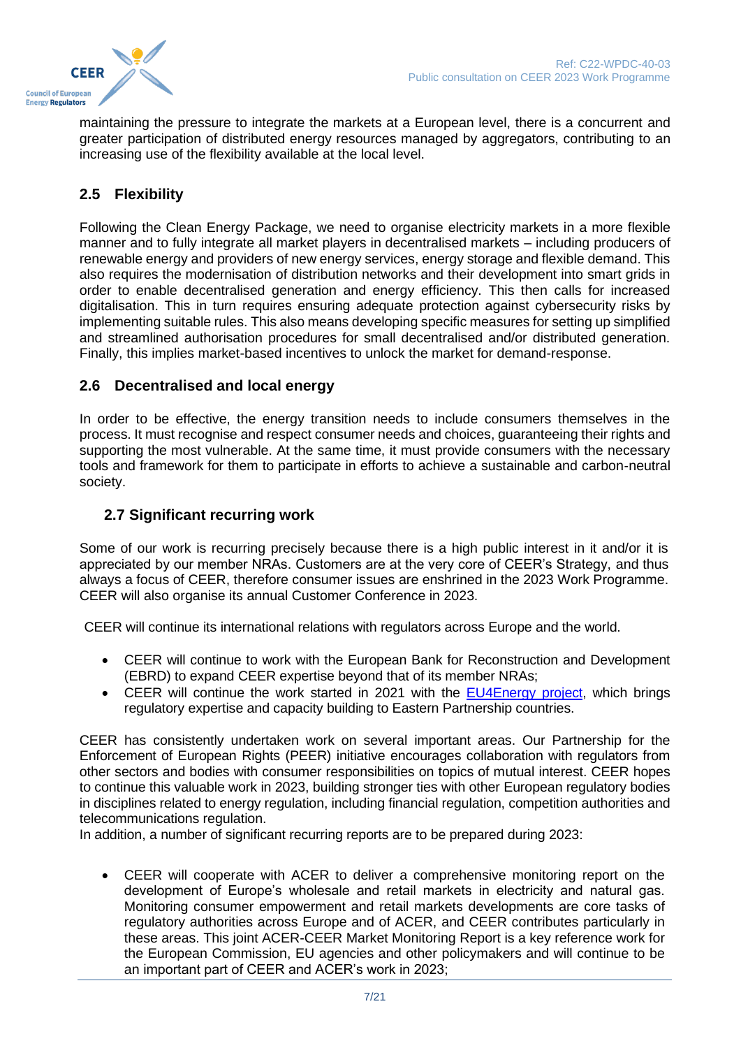maintaining the pressure to integrate the markets at a European level, there is a concurrent and greater participation of distributed energy resources managed by aggregators, contributing to an increasing use of the flexibility available at the local level.

## 2.5 Flexibility

Following the Clean Energy Package, we need to organise electricity markets in a more flexible manner and to fully integrate all market players in decentralised markets – including producers of renewable energy and providers of new energy services, energy storage and flexible demand. This also requires the modernisation of distribution networks and their development into smart grids in order to enable decentralised generation and energy efficiency. This then calls for increased digitalisation. This in turn requires ensuring adequate protection against cybersecurity risks by implementing suitable rules. This also means developing specific measures for setting up simplified and streamlined authorisation procedures for small decentralised and/or distributed generation. Finally, this implies market-based incentives to unlock the market for demand-response.

## 2.6 Decentralised and local energy

In order to be effective, the energy transition needs to include consumers themselves in the process. It must recognise and respect consumer needs and choices, guaranteeing their rights and supporting the most vulnerable. At the same time, it must provide consumers with the necessary tools and framework for them to participate in efforts to achieve a sustainable and carbon-neutral society.

## 2.7 Significant recurring work

Some of our work is recurring precisely because there is a high public interest in it and/or it is appreciated by our member NRAs. Customers are at the very core of CEER's Strategy, and thus always a focus of CEER, therefore consumer issues are enshrined in the 2023 Work Programme. CEER will also organise its annual Customer Conference in 2023.

CEER will continue its international relations with regulators across Europe and the world.

- CEER will continue to work with the European Bank for Reconstruction and Development (EBRD) to expand CEER expertise beyond that of its member NRAs;
- CEER will continue the work started in 2021 with the EU4Energy project, which brings regulatory expertise and capacity building to Eastern Partnership countries.

CEER has consistently undertaken work on several important areas. Our Partnership for the Enforcement of European Rights (PEER) initiative encourages collaboration with regulators from other sectors and bodies with consumer responsibilities on topics of mutual interest. CEER hopes to continue this valuable work in 2023, building stronger ties with other European regulatory bodies in disciplines related to energy regulation, including financial regulation, competition authorities and telecommunications regulation.

In addition, a number of significant recurring reports are to be prepared during 2023:

- CEER will cooperate with ACER to deliver a comprehensive monitoring report on the development of Europe's wholesale and retail markets in electricity and natural gas. Monitoring consumer empowerment and retail markets developments are core tasks of regulatory authorities across Europe and of ACER, and CEER contributes particularly in these areas. This joint ACER-CEER Market Monitoring Report is a key reference work for the European Commission, EU agencies and other policymakers and will continue to be an important part of CEER and ACER's work in 2023;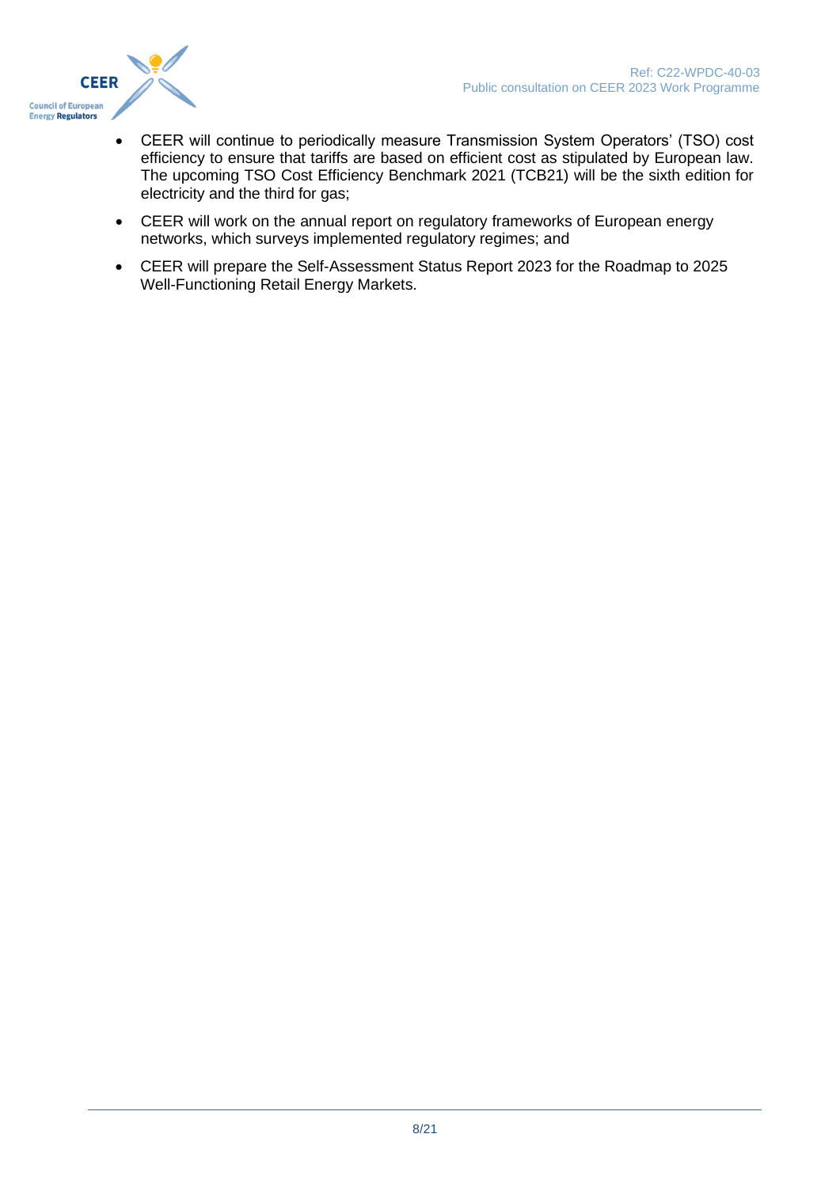- CEER will continue to periodically measure Transmission System Operators' (TSO) cost efficiency to ensure that tariffs are based on efficient cost as stipulated by European law. The upcoming TSO Cost Efficiency Benchmark 2021 (TCB21) will be the sixth edition for electricity and the third for gas;
- CEER will work on the annual report on regulatory frameworks of European energy networks, which surveys implemented regulatory regimes; and
- CEER will prepare the Self-Assessment Status Report 2023 for the Roadmap to 2025 Well-Functioning Retail Energy Markets.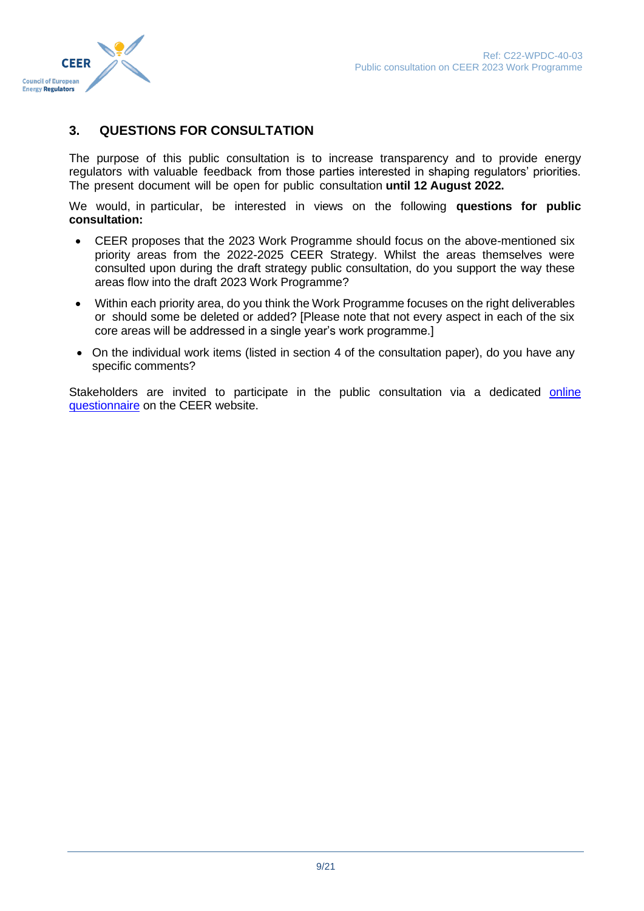## 3. QUESTIONS FOR CONSULTATION

The purpose of this public consultation is to increase transparency and to provide energy regulators with valuable feedback from those parties interested in shaping regulators' priorities. The present document will be open for public consultation **until 12 August 2022.**

We would, in particular, be interested in views on the following **questions for public consultation:**

- CEER proposes that the 2023 Work Programme should focus on the above-mentioned six priority areas from the 2022-2025 CEER Strategy. Whilst the areas themselves were consulted upon during the draft strategy public consultation, do you support the way these areas flow into the draft 2023 Work Programme?
- Within each priority area, do you think the Work Programme focuses on the right deliverables or should some be deleted or added? [Please note that not every aspect in each of the six core areas will be addressed in a single year's work programme.]
- On the individual work items (listed in section 4 of the consultation paper), do you have any specific comments?

Stakeholders are invited to participate in the public consultation via a dedicated online questionnaire on the CEER website.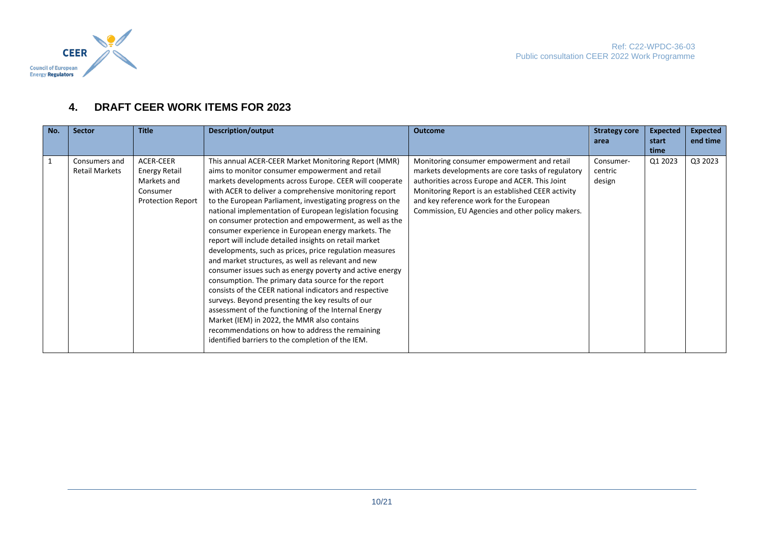## 4. DRAFT CEER WORK ITEMS FOR 2023

| No. | Sector | Title | Description/output | Outcome | Strategy core area | Expected start time | Expected end time |
|---|---|---|---|---|---|---|---|
| 1 | Consumers and Retail Markets | ACER-CEER Energy Retail Markets and Consumer Protection Report | This annual ACER-CEER Market Monitoring Report (MMR) aims to monitor consumer empowerment and retail markets developments across Europe. CEER will cooperate with ACER to deliver a comprehensive monitoring report to the European Parliament, investigating progress on the national implementation of European legislation focusing on consumer protection and empowerment, as well as the consumer experience in European energy markets. The report will include detailed insights on retail market developments, such as prices, price regulation measures and market structures, as well as relevant and new consumer issues such as energy poverty and active energy consumption. The primary data source for the report consists of the CEER national indicators and respective surveys. Beyond presenting the key results of our assessment of the functioning of the Internal Energy Market (IEM) in 2022, the MMR also contains recommendations on how to address the remaining identified barriers to the completion of the IEM. | Monitoring consumer empowerment and retail markets developments are core tasks of regulatory authorities across Europe and ACER. This Joint Monitoring Report is an established CEER activity and key reference work for the European Commission, EU Agencies and other policy makers. | Consumer-centric design | Q1 2023 | Q3 2023 |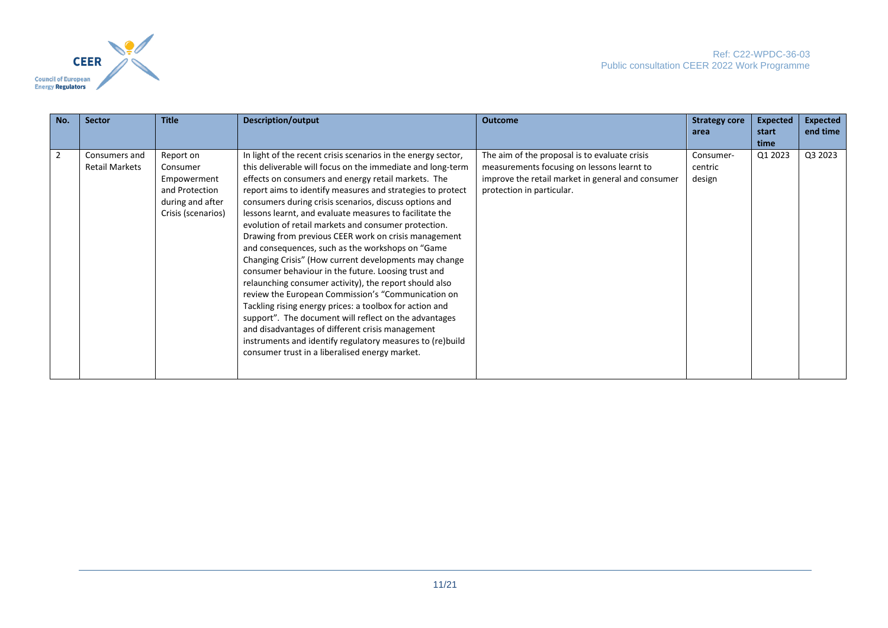| No. | Sector | Title | Description/output | Outcome | Strategy core area | Expected start time | Expected end time |
|---|---|---|---|---|---|---|---|
| 2 | Consumers and Retail Markets | Report on Consumer Empowerment and Protection during and after Crisis (scenarios) | In light of the recent crisis scenarios in the energy sector, this deliverable will focus on the immediate and long-term effects on consumers and energy retail markets. The report aims to identify measures and strategies to protect consumers during crisis scenarios, discuss options and lessons learnt, and evaluate measures to facilitate the evolution of retail markets and consumer protection. Drawing from previous CEER work on crisis management and consequences, such as the workshops on "Game Changing Crisis" (How current developments may change consumer behaviour in the future. Loosing trust and relaunching consumer activity), the report should also review the European Commission's "Communication on Tackling rising energy prices: a toolbox for action and support". The document will reflect on the advantages and disadvantages of different crisis management instruments and identify regulatory measures to (re)build consumer trust in a liberalised energy market. | The aim of the proposal is to evaluate crisis measurements focusing on lessons learnt to improve the retail market in general and consumer protection in particular. | Consumer-centric design | Q1 2023 | Q3 2023 |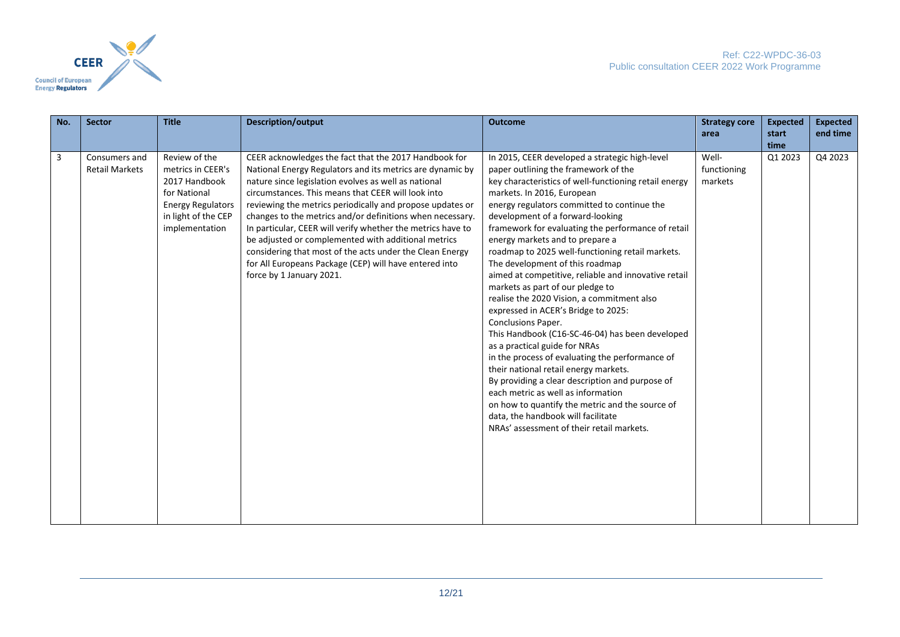| No. | Sector | Title | Description/output | Outcome | Strategy core area | Expected start time | Expected end time |
|---|---|---|---|---|---|---|---|
| 3 | Consumers and Retail Markets | Review of the metrics in CEER's 2017 Handbook for National Energy Regulators in light of the CEP implementation | CEER acknowledges the fact that the 2017 Handbook for National Energy Regulators and its metrics are dynamic by nature since legislation evolves as well as national circumstances. This means that CEER will look into reviewing the metrics periodically and propose updates or changes to the metrics and/or definitions when necessary. In particular, CEER will verify whether the metrics have to be adjusted or complemented with additional metrics considering that most of the acts under the Clean Energy for All Europeans Package (CEP) will have entered into force by 1 January 2021. | In 2015, CEER developed a strategic high-level paper outlining the framework of the key characteristics of well-functioning retail energy markets. In 2016, European energy regulators committed to continue the development of a forward-looking framework for evaluating the performance of retail energy markets and to prepare a roadmap to 2025 well-functioning retail markets. The development of this roadmap aimed at competitive, reliable and innovative retail markets as part of our pledge to realise the 2020 Vision, a commitment also expressed in ACER's Bridge to 2025: Conclusions Paper. This Handbook (C16-SC-46-04) has been developed as a practical guide for NRAs in the process of evaluating the performance of their national retail energy markets. By providing a clear description and purpose of each metric as well as information on how to quantify the metric and the source of data, the handbook will facilitate NRAs' assessment of their retail markets. | Well-functioning markets | Q1 2023 | Q4 2023 |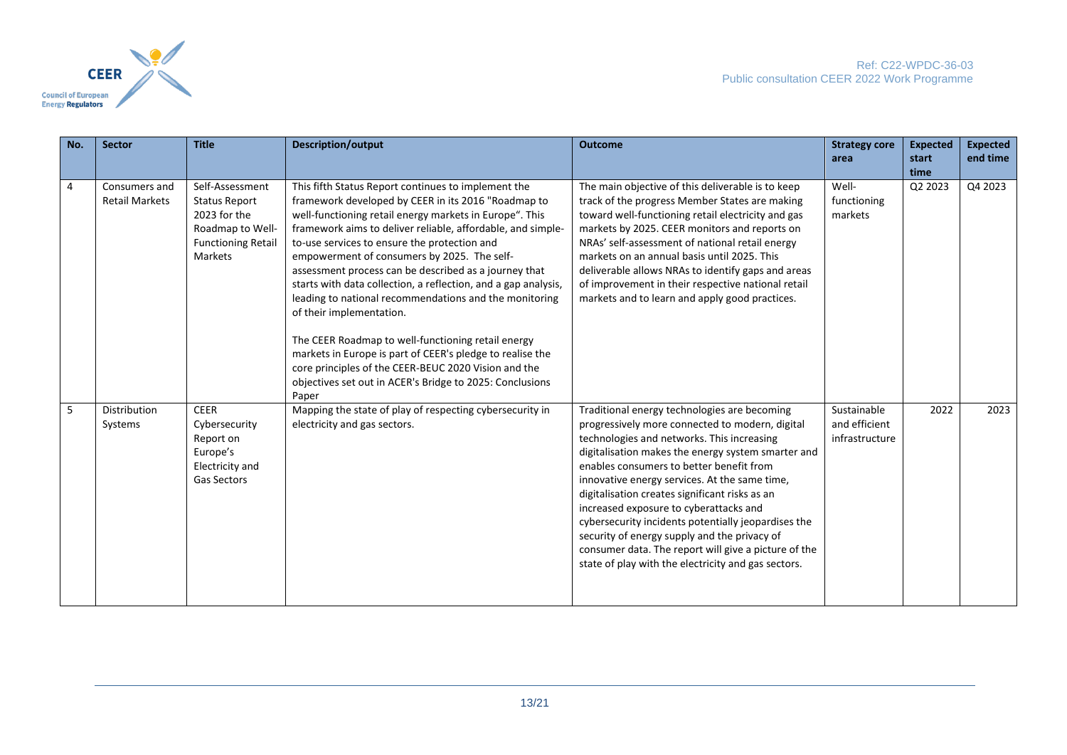| No. | Sector | Title | Description/output | Outcome | Strategy core area | Expected start time | Expected end time |
|---|---|---|---|---|---|---|---|
| 4 | Consumers and Retail Markets | Self-Assessment Status Report 2023 for the Roadmap to Well-Functioning Retail Markets | This fifth Status Report continues to implement the framework developed by CEER in its 2016 "Roadmap to well-functioning retail energy markets in Europe". This framework aims to deliver reliable, affordable, and simple-to-use services to ensure the protection and empowerment of consumers by 2025. The self-assessment process can be described as a journey that starts with data collection, a reflection, and a gap analysis, leading to national recommendations and the monitoring of their implementation.<br><br>The CEER Roadmap to well-functioning retail energy markets in Europe is part of CEER's pledge to realise the core principles of the CEER-BEUC 2020 Vision and the objectives set out in ACER's Bridge to 2025: Conclusions Paper | The main objective of this deliverable is to keep track of the progress Member States are making toward well-functioning retail electricity and gas markets by 2025. CEER monitors and reports on NRAs' self-assessment of national retail energy markets on an annual basis until 2025. This deliverable allows NRAs to identify gaps and areas of improvement in their respective national retail markets and to learn and apply good practices. | Well-functioning markets | Q2 2023 | Q4 2023 |
| 5 | Distribution Systems | CEER Cybersecurity Report on Europe's Electricity and Gas Sectors | Mapping the state of play of respecting cybersecurity in electricity and gas sectors. | Traditional energy technologies are becoming progressively more connected to modern, digital technologies and networks. This increasing digitalisation makes the energy system smarter and enables consumers to better benefit from innovative energy services. At the same time, digitalisation creates significant risks as an increased exposure to cyberattacks and cybersecurity incidents potentially jeopardises the security of energy supply and the privacy of consumer data. The report will give a picture of the state of play with the electricity and gas sectors. | Sustainable and efficient infrastructure | 2022 | 2023 |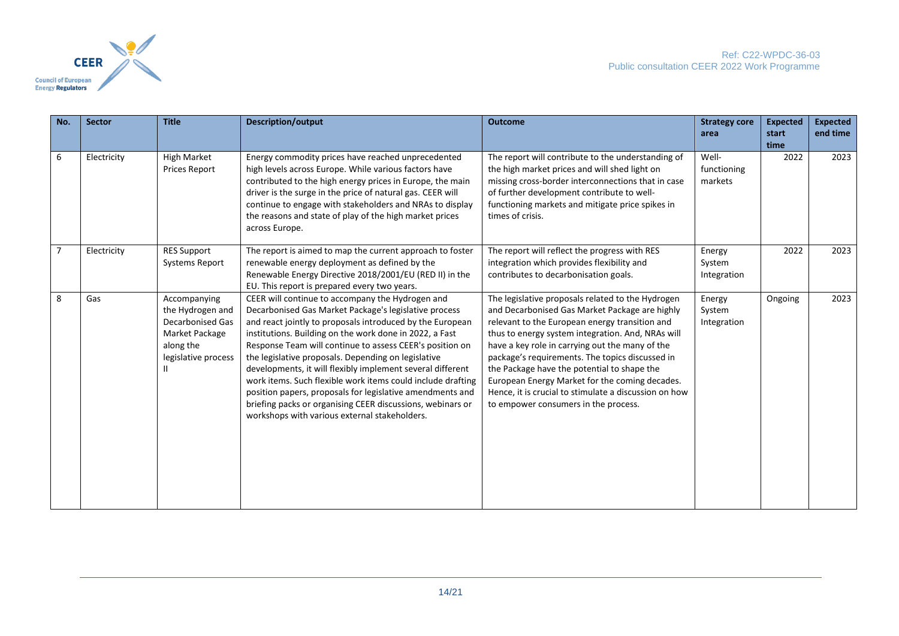| No. | Sector | Title | Description/output | Outcome | Strategy core area | Expected start time | Expected end time |
|---|---|---|---|---|---|---|---|
| 6 | Electricity | High Market Prices Report | Energy commodity prices have reached unprecedented high levels across Europe. While various factors have contributed to the high energy prices in Europe, the main driver is the surge in the price of natural gas. CEER will continue to engage with stakeholders and NRAs to display the reasons and state of play of the high market prices across Europe. | The report will contribute to the understanding of the high market prices and will shed light on missing cross-border interconnections that in case of further development contribute to well-functioning markets and mitigate price spikes in times of crisis. | Well-functioning markets | 2022 | 2023 |
| 7 | Electricity | RES Support Systems Report | The report is aimed to map the current approach to foster renewable energy deployment as defined by the Renewable Energy Directive 2018/2001/EU (RED II) in the EU. This report is prepared every two years. | The report will reflect the progress with RES integration which provides flexibility and contributes to decarbonisation goals. | Energy System Integration | 2022 | 2023 |
| 8 | Gas | Accompanying the Hydrogen and Decarbonised Gas Market Package along the legislative process II | CEER will continue to accompany the Hydrogen and Decarbonised Gas Market Package's legislative process and react jointly to proposals introduced by the European institutions. Building on the work done in 2022, a Fast Response Team will continue to assess CEER's position on the legislative proposals. Depending on legislative developments, it will flexibly implement several different work items. Such flexible work items could include drafting position papers, proposals for legislative amendments and briefing packs or organising CEER discussions, webinars or workshops with various external stakeholders. | The legislative proposals related to the Hydrogen and Decarbonised Gas Market Package are highly relevant to the European energy transition and thus to energy system integration. And, NRAs will have a key role in carrying out the many of the package's requirements. The topics discussed in the Package have the potential to shape the European Energy Market for the coming decades. Hence, it is crucial to stimulate a discussion on how to empower consumers in the process. | Energy System Integration | Ongoing | 2023 |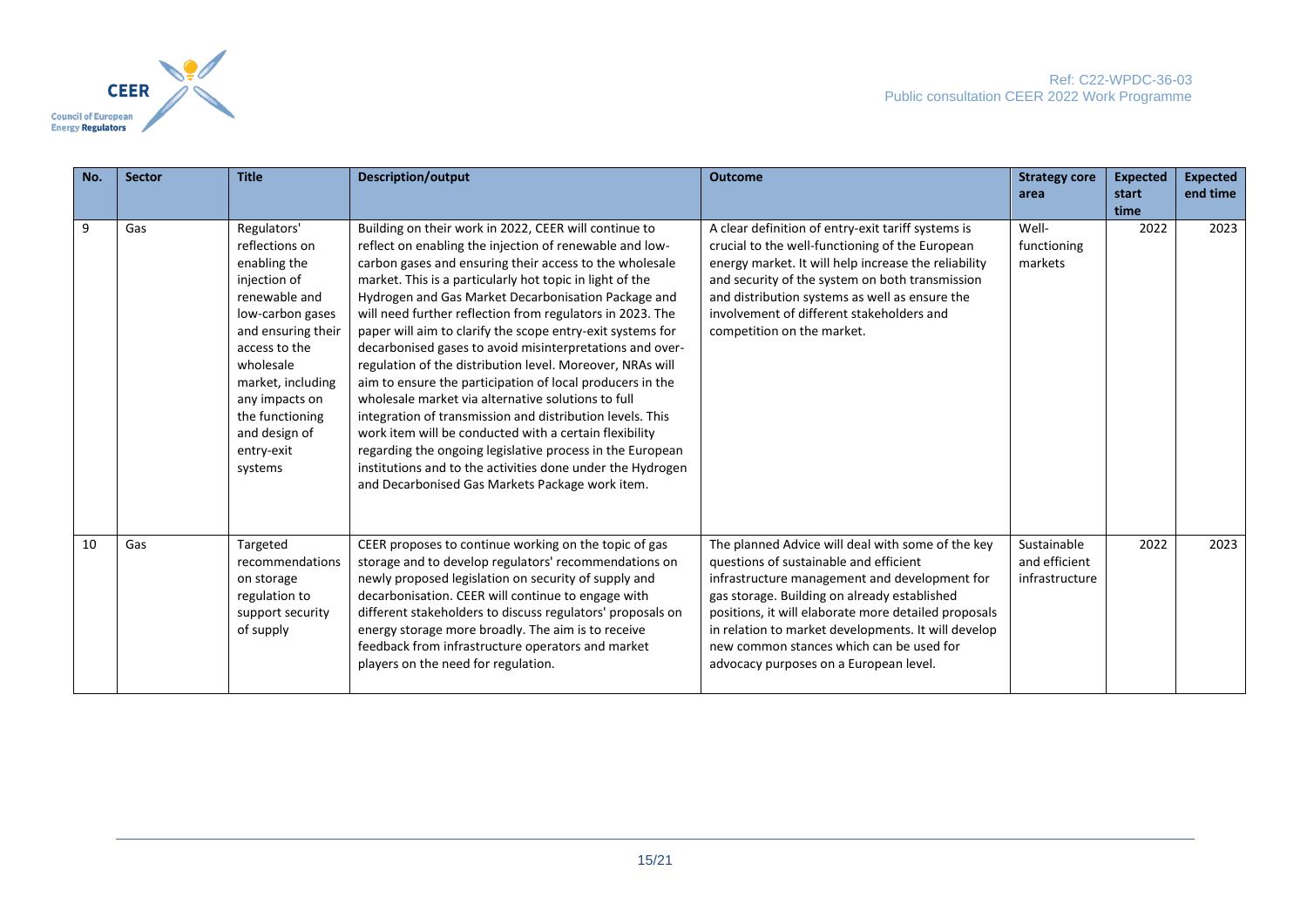| No. | Sector | Title | Description/output | Outcome | Strategy core area | Expected start time | Expected end time |
|---|---|---|---|---|---|---|---|
| 9 | Gas | Regulators' reflections on enabling the injection of renewable and low-carbon gases and ensuring their access to the wholesale market, including any impacts on the functioning and design of entry-exit systems | Building on their work in 2022, CEER will continue to reflect on enabling the injection of renewable and low-carbon gases and ensuring their access to the wholesale market. This is a particularly hot topic in light of the Hydrogen and Gas Market Decarbonisation Package and will need further reflection from regulators in 2023. The paper will aim to clarify the scope entry-exit systems for decarbonised gases to avoid misinterpretations and over-regulation of the distribution level. Moreover, NRAs will aim to ensure the participation of local producers in the wholesale market via alternative solutions to full integration of transmission and distribution levels. This work item will be conducted with a certain flexibility regarding the ongoing legislative process in the European institutions and to the activities done under the Hydrogen and Decarbonised Gas Markets Package work item. | A clear definition of entry-exit tariff systems is crucial to the well-functioning of the European energy market. It will help increase the reliability and security of the system on both transmission and distribution systems as well as ensure the involvement of different stakeholders and competition on the market. | Well-functioning markets | 2022 | 2023 |
| 10 | Gas | Targeted recommendations on storage regulation to support security of supply | CEER proposes to continue working on the topic of gas storage and to develop regulators' recommendations on newly proposed legislation on security of supply and decarbonisation. CEER will continue to engage with different stakeholders to discuss regulators' proposals on energy storage more broadly. The aim is to receive feedback from infrastructure operators and market players on the need for regulation. | The planned Advice will deal with some of the key questions of sustainable and efficient infrastructure management and development for gas storage. Building on already established positions, it will elaborate more detailed proposals in relation to market developments. It will develop new common stances which can be used for advocacy purposes on a European level. | Sustainable and efficient infrastructure | 2022 | 2023 |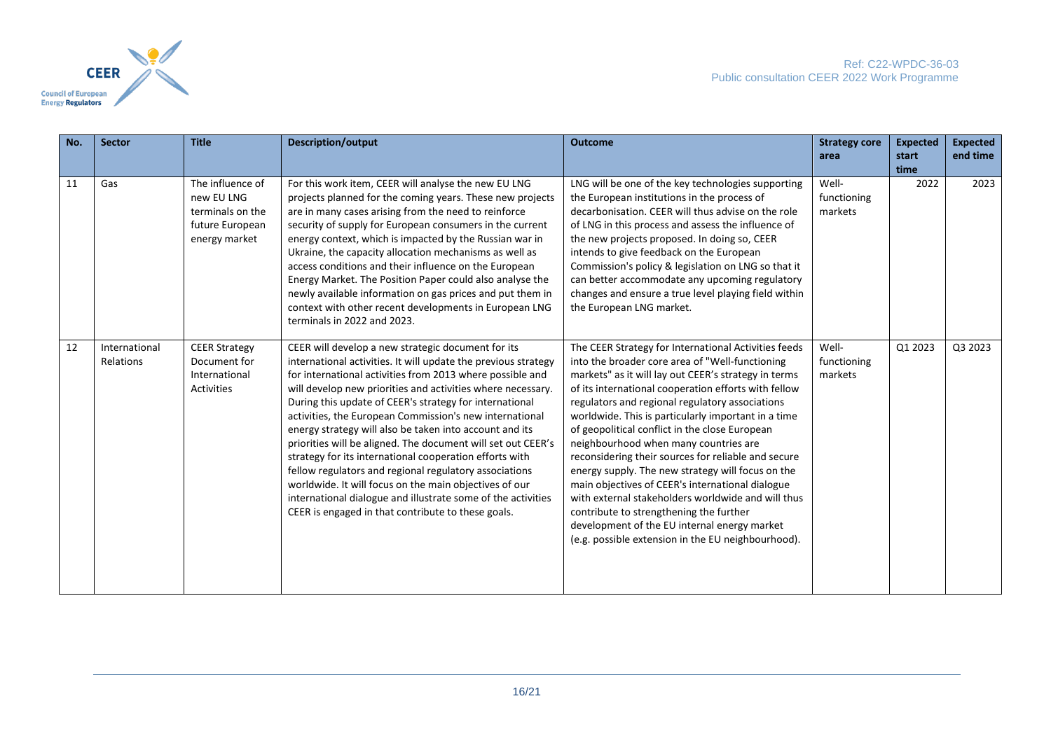| No. | Sector | Title | Description/output | Outcome | Strategy core area | Expected start time | Expected end time |
|---|---|---|---|---|---|---|---|
| 11 | Gas | The influence of new EU LNG terminals on the future European energy market | For this work item, CEER will analyse the new EU LNG projects planned for the coming years. These new projects are in many cases arising from the need to reinforce security of supply for European consumers in the current energy context, which is impacted by the Russian war in Ukraine, the capacity allocation mechanisms as well as access conditions and their influence on the European Energy Market. The Position Paper could also analyse the newly available information on gas prices and put them in context with other recent developments in European LNG terminals in 2022 and 2023. | LNG will be one of the key technologies supporting the European institutions in the process of decarbonisation. CEER will thus advise on the role of LNG in this process and assess the influence of the new projects proposed. In doing so, CEER intends to give feedback on the European Commission's policy & legislation on LNG so that it can better accommodate any upcoming regulatory changes and ensure a true level playing field within the European LNG market. | Well-functioning markets | 2022 | 2023 |
| 12 | International Relations | CEER Strategy Document for International Activities | CEER will develop a new strategic document for its international activities. It will update the previous strategy for international activities from 2013 where possible and will develop new priorities and activities where necessary. During this update of CEER's strategy for international activities, the European Commission's new international energy strategy will also be taken into account and its priorities will be aligned. The document will set out CEER's strategy for its international cooperation efforts with fellow regulators and regional regulatory associations worldwide. It will focus on the main objectives of our international dialogue and illustrate some of the activities CEER is engaged in that contribute to these goals. | The CEER Strategy for International Activities feeds into the broader core area of "Well-functioning markets" as it will lay out CEER's strategy in terms of its international cooperation efforts with fellow regulators and regional regulatory associations worldwide. This is particularly important in a time of geopolitical conflict in the close European neighbourhood when many countries are reconsidering their sources for reliable and secure energy supply. The new strategy will focus on the main objectives of CEER's international dialogue with external stakeholders worldwide and will thus contribute to strengthening the further development of the EU internal energy market (e.g. possible extension in the EU neighbourhood). | Well-functioning markets | Q1 2023 | Q3 2023 |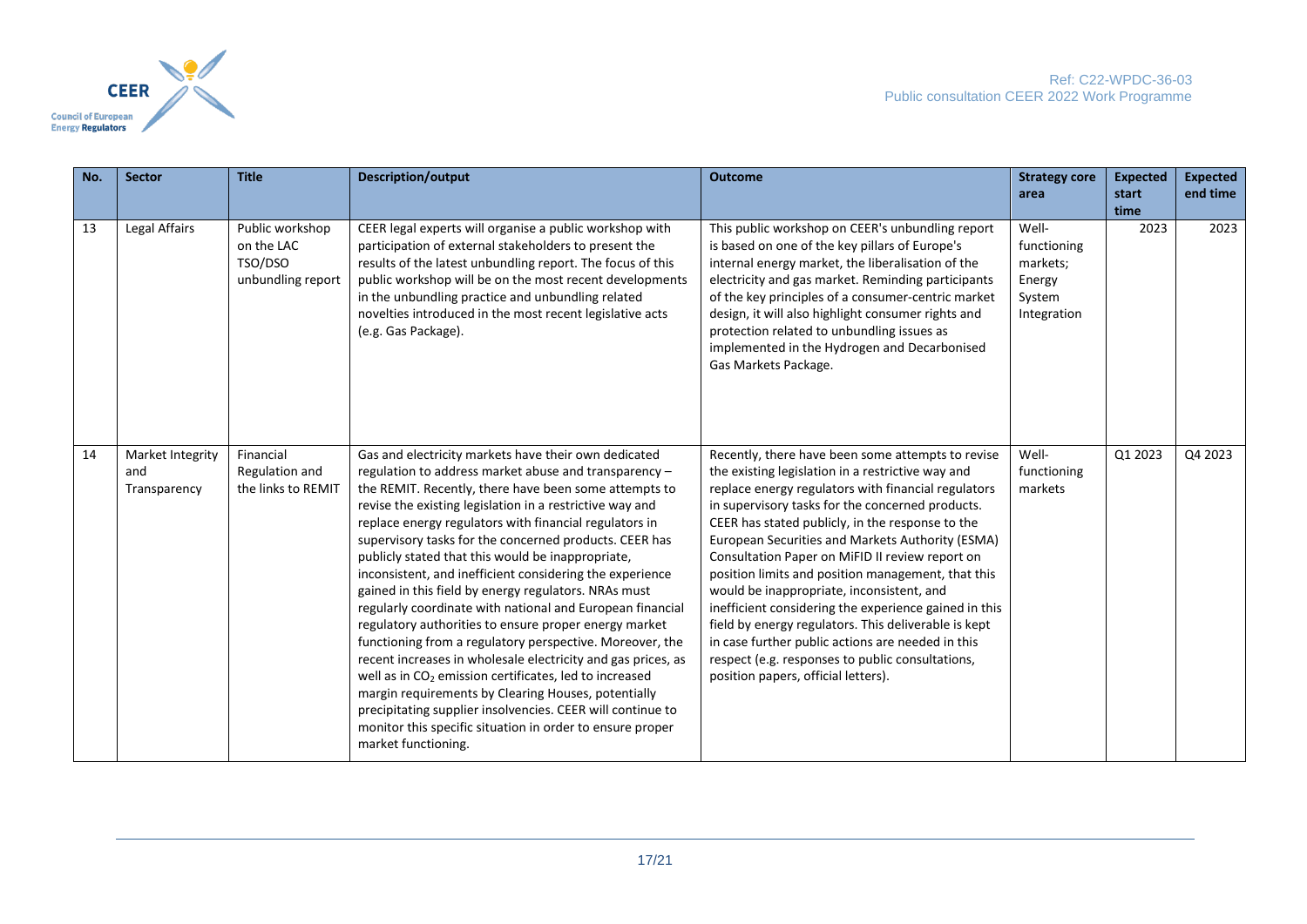| No. | Sector | Title | Description/output | Outcome | Strategy core area | Expected start time | Expected end time |
|---|---|---|---|---|---|---|---|
| 13 | Legal Affairs | Public workshop on the LAC TSO/DSO unbundling report | CEER legal experts will organise a public workshop with participation of external stakeholders to present the results of the latest unbundling report. The focus of this public workshop will be on the most recent developments in the unbundling practice and unbundling related novelties introduced in the most recent legislative acts (e.g. Gas Package). | This public workshop on CEER's unbundling report is based on one of the key pillars of Europe's internal energy market, the liberalisation of the electricity and gas market. Reminding participants of the key principles of a consumer-centric market design, it will also highlight consumer rights and protection related to unbundling issues as implemented in the Hydrogen and Decarbonised Gas Markets Package. | Well-functioning markets; Energy System Integration | 2023 | 2023 |
| 14 | Market Integrity and Transparency | Financial Regulation and the links to REMIT | Gas and electricity markets have their own dedicated regulation to address market abuse and transparency – the REMIT. Recently, there have been some attempts to revise the existing legislation in a restrictive way and replace energy regulators with financial regulators in supervisory tasks for the concerned products. CEER has publicly stated that this would be inappropriate, inconsistent, and inefficient considering the experience gained in this field by energy regulators. NRAs must regularly coordinate with national and European financial regulatory authorities to ensure proper energy market functioning from a regulatory perspective. Moreover, the recent increases in wholesale electricity and gas prices, as well as in $CO_2$ emission certificates, led to increased margin requirements by Clearing Houses, potentially precipitating supplier insolvencies. CEER will continue to monitor this specific situation in order to ensure proper market functioning. | Recently, there have been some attempts to revise the existing legislation in a restrictive way and replace energy regulators with financial regulators in supervisory tasks for the concerned products. CEER has stated publicly, in the response to the European Securities and Markets Authority (ESMA) Consultation Paper on MiFID II review report on position limits and position management, that this would be inappropriate, inconsistent, and inefficient considering the experience gained in this field by energy regulators. This deliverable is kept in case further public actions are needed in this respect (e.g. responses to public consultations, position papers, official letters). | Well-functioning markets | Q1 2023 | Q4 2023 |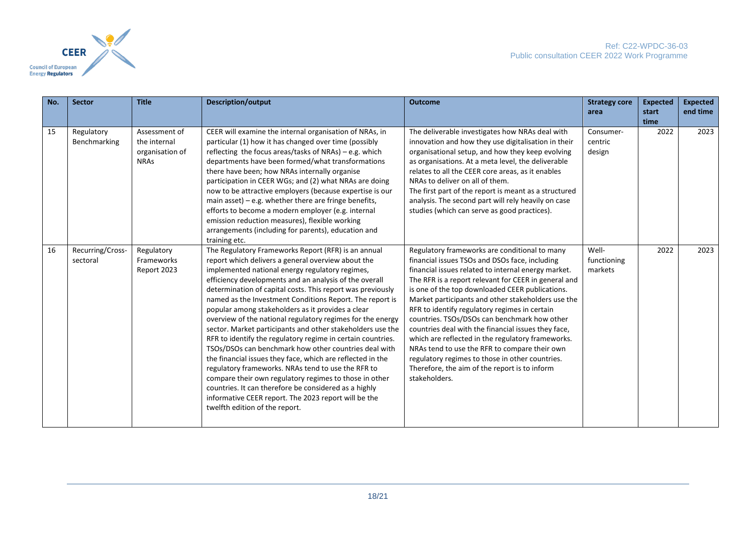| No. | Sector | Title | Description/output | Outcome | Strategy core area | Expected start time | Expected end time |
|---|---|---|---|---|---|---|---|
| 15 | Regulatory Benchmarking | Assessment of the internal organisation of NRAs | CEER will examine the internal organisation of NRAs, in particular (1) how it has changed over time (possibly reflecting the focus areas/tasks of NRAs) – e.g. which departments have been formed/what transformations there have been; how NRAs internally organise participation in CEER WGs; and (2) what NRAs are doing now to be attractive employers (because expertise is our main asset) – e.g. whether there are fringe benefits, efforts to become a modern employer (e.g. internal emission reduction measures), flexible working arrangements (including for parents), education and training etc. | The deliverable investigates how NRAs deal with innovation and how they use digitalisation in their organisational setup, and how they keep evolving as organisations. At a meta level, the deliverable relates to all the CEER core areas, as it enables NRAs to deliver on all of them.<br>The first part of the report is meant as a structured analysis. The second part will rely heavily on case studies (which can serve as good practices). | Consumer-centric design | 2022 | 2023 |
| 16 | Recurring/Cross-sectoral | Regulatory Frameworks Report 2023 | The Regulatory Frameworks Report (RFR) is an annual report which delivers a general overview about the implemented national energy regulatory regimes, efficiency developments and an analysis of the overall determination of capital costs. This report was previously named as the Investment Conditions Report. The report is popular among stakeholders as it provides a clear overview of the national regulatory regimes for the energy sector. Market participants and other stakeholders use the RFR to identify the regulatory regime in certain countries. TSOs/DSOs can benchmark how other countries deal with the financial issues they face, which are reflected in the regulatory frameworks. NRAs tend to use the RFR to compare their own regulatory regimes to those in other countries. It can therefore be considered as a highly informative CEER report. The 2023 report will be the twelfth edition of the report. | Regulatory frameworks are conditional to many financial issues TSOs and DSOs face, including financial issues related to internal energy market. The RFR is a report relevant for CEER in general and is one of the top downloaded CEER publications. Market participants and other stakeholders use the RFR to identify regulatory regimes in certain countries. TSOs/DSOs can benchmark how other countries deal with the financial issues they face, which are reflected in the regulatory frameworks. NRAs tend to use the RFR to compare their own regulatory regimes to those in other countries. Therefore, the aim of the report is to inform stakeholders. | Well-functioning markets | 2022 | 2023 |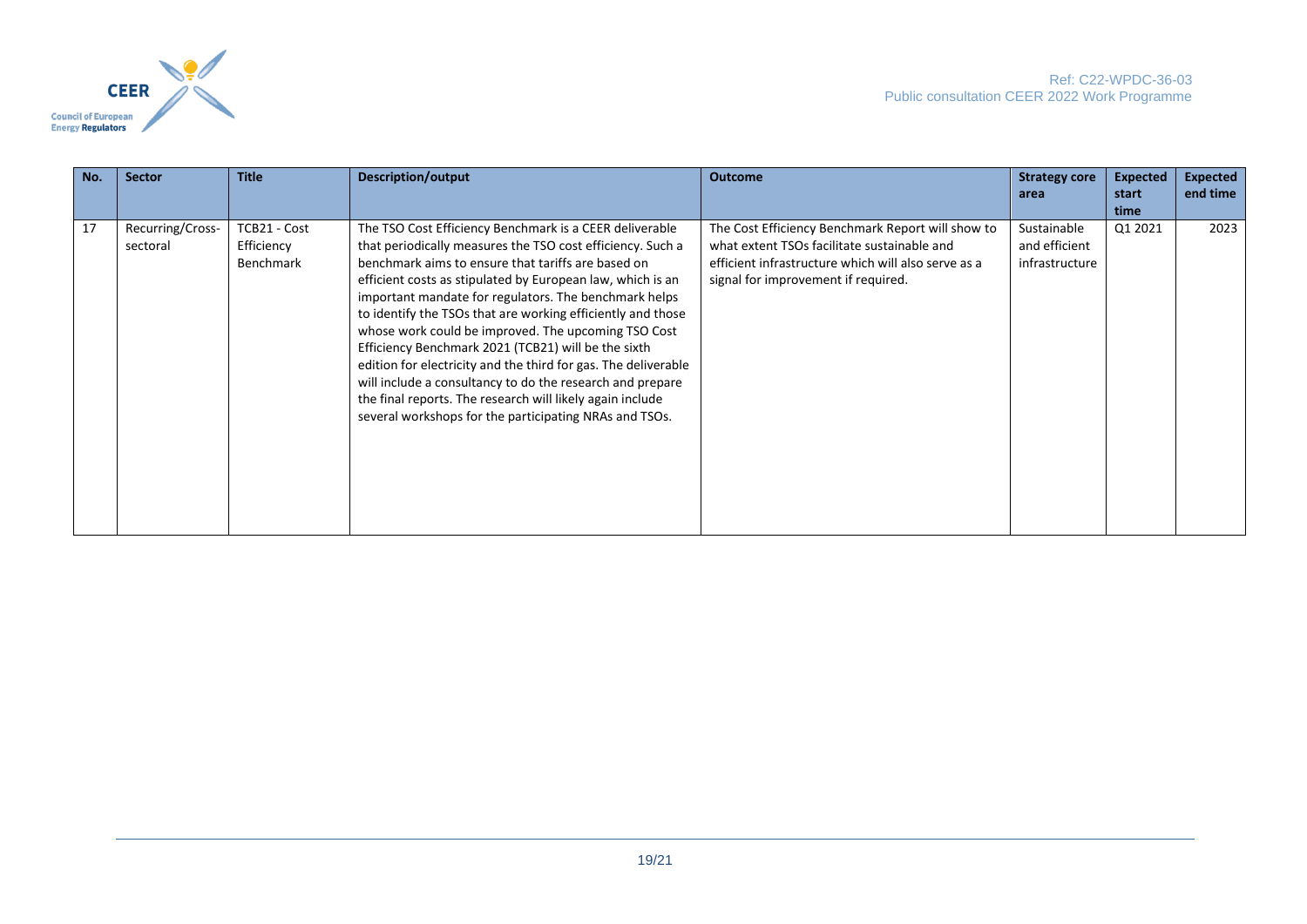| No. | Sector | Title | Description/output | Outcome | Strategy core area | Expected start time | Expected end time |
|---|---|---|---|---|---|---|---|
| 17 | Recurring/Cross-sectoral | TCB21 - Cost Efficiency Benchmark | The TSO Cost Efficiency Benchmark is a CEER deliverable that periodically measures the TSO cost efficiency. Such a benchmark aims to ensure that tariffs are based on efficient costs as stipulated by European law, which is an important mandate for regulators. The benchmark helps to identify the TSOs that are working efficiently and those whose work could be improved. The upcoming TSO Cost Efficiency Benchmark 2021 (TCB21) will be the sixth edition for electricity and the third for gas. The deliverable will include a consultancy to do the research and prepare the final reports. The research will likely again include several workshops for the participating NRAs and TSOs. | The Cost Efficiency Benchmark Report will show to what extent TSOs facilitate sustainable and efficient infrastructure which will also serve as a signal for improvement if required. | Sustainable and efficient infrastructure | Q1 2021 | 2023 |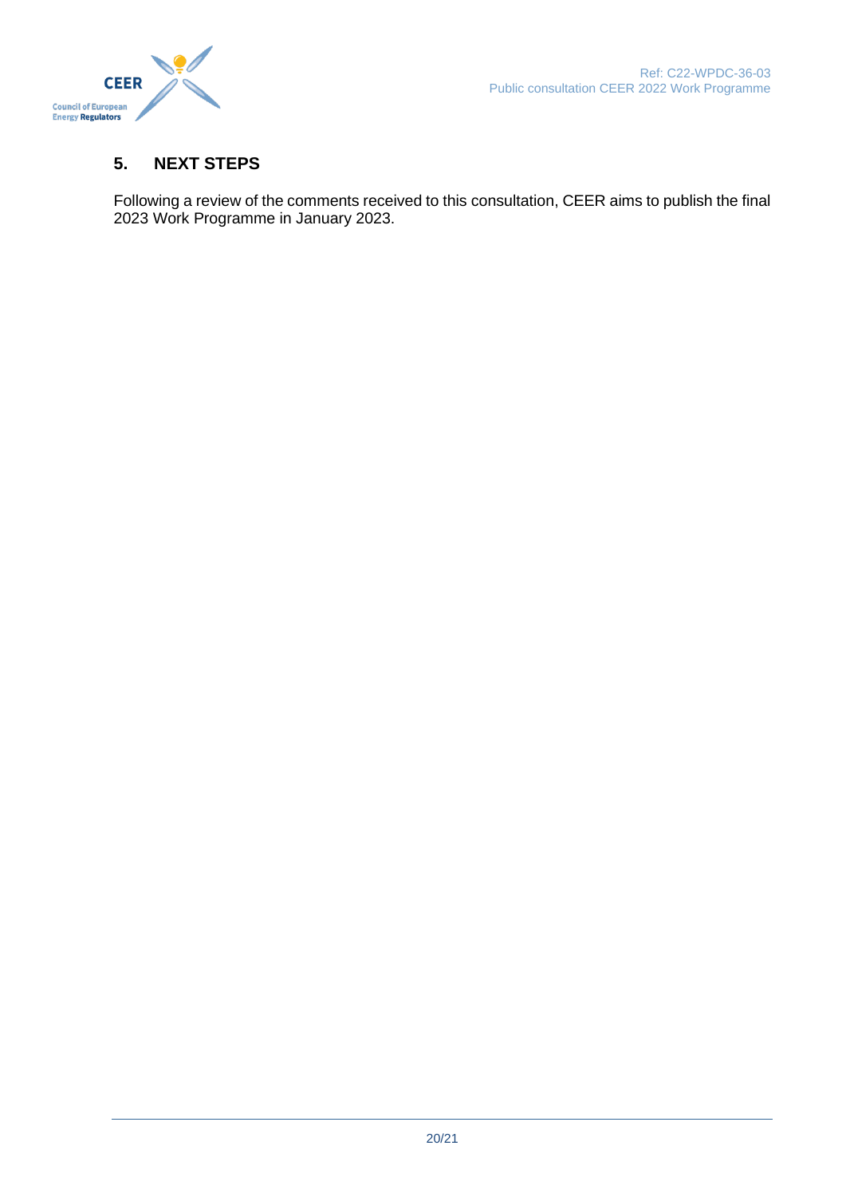## 5. NEXT STEPS

Following a review of the comments received to this consultation, CEER aims to publish the final 2023 Work Programme in January 2023.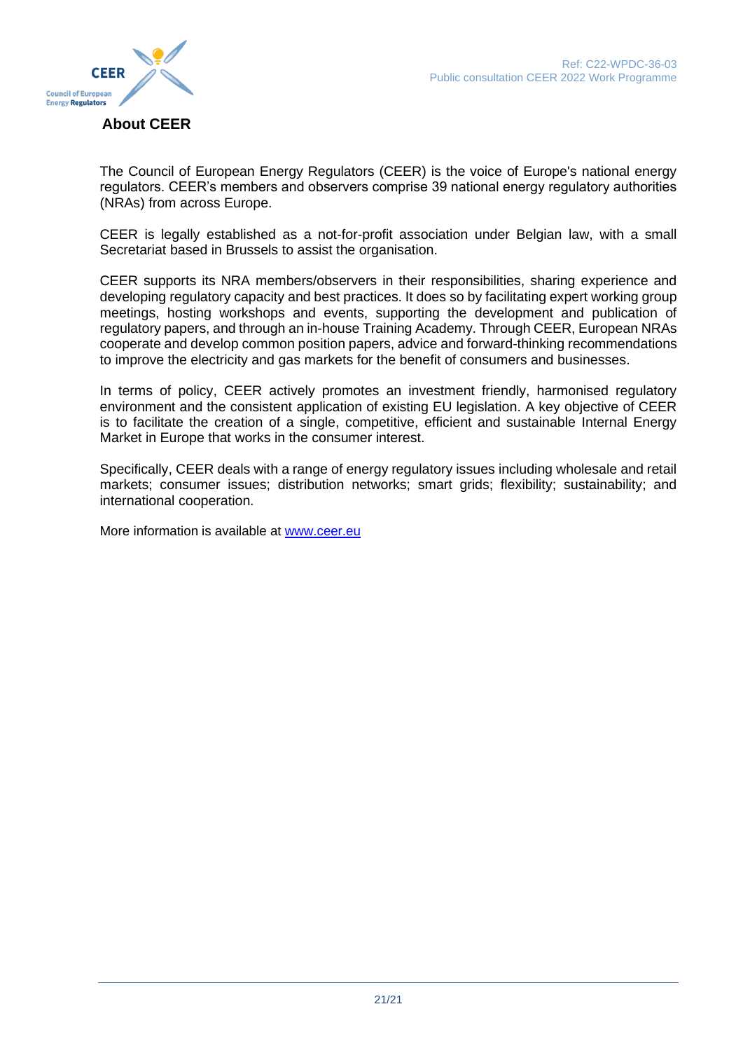## About CEER

The Council of European Energy Regulators (CEER) is the voice of Europe's national energy regulators. CEER's members and observers comprise 39 national energy regulatory authorities (NRAs) from across Europe.

CEER is legally established as a not-for-profit association under Belgian law, with a small Secretariat based in Brussels to assist the organisation.

CEER supports its NRA members/observers in their responsibilities, sharing experience and developing regulatory capacity and best practices. It does so by facilitating expert working group meetings, hosting workshops and events, supporting the development and publication of regulatory papers, and through an in-house Training Academy. Through CEER, European NRAs cooperate and develop common position papers, advice and forward-thinking recommendations to improve the electricity and gas markets for the benefit of consumers and businesses.

In terms of policy, CEER actively promotes an investment friendly, harmonised regulatory environment and the consistent application of existing EU legislation. A key objective of CEER is to facilitate the creation of a single, competitive, efficient and sustainable Internal Energy Market in Europe that works in the consumer interest.

Specifically, CEER deals with a range of energy regulatory issues including wholesale and retail markets; consumer issues; distribution networks; smart grids; flexibility; sustainability; and international cooperation.

More information is available at [www.ceer.eu](http://www.ceer.eu)